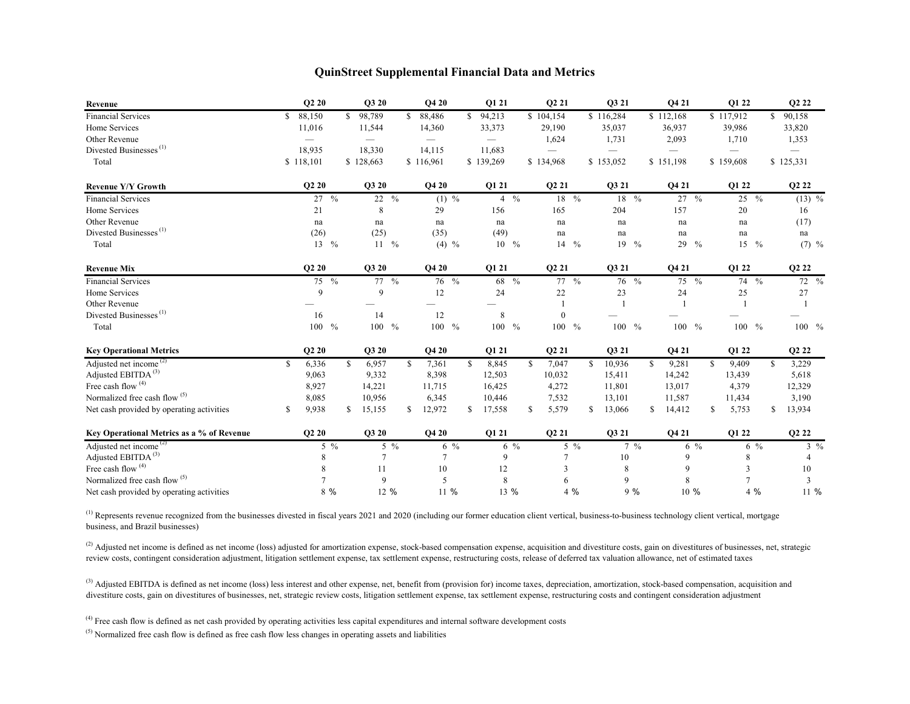# QuinStreet Supplemental Financial Data and Metrics

| Revenue | Q2 20 | Q3 20 | Q4 20 | Q1 21 | Q2 21 | Q3 21 | Q4 21 | Q1 22 | Q2 22 |
|---|---|---|---|---|---|---|---|---|---|
| Financial Services | $ 88,150 | $ 98,789 | $ 88,486 | $ 94,213 | $ 104,154 | $ 116,284 | $ 112,168 | $ 117,912 | $ 90,158 |
| Home Services | 11,016 | 11,544 | 14,360 | 33,373 | 29,190 | 35,037 | 36,937 | 39,986 | 33,820 |
| Other Revenue | — | — | — | — | 1,624 | 1,731 | 2,093 | 1,710 | 1,353 |
| Divested Businesses [(1)] | 18,935 | 18,330 | 14,115 | 11,683 | — | — | — | — | — |
| Total | $ 118,101 | $ 128,663 | $ 116,961 | $ 139,269 | $ 134,968 | $ 153,052 | $ 151,198 | $ 159,608 | $ 125,331 |

| Revenue Y/Y Growth | Q2 20 | Q3 20 | Q4 20 | Q1 21 | Q2 21 | Q3 21 | Q4 21 | Q1 22 | Q2 22 |
|---|---|---|---|---|---|---|---|---|---|
| Financial Services | 27 % | 22 % | (1) % | 4 % | 18 % | 18 % | 27 % | 25 % | (13) % |
| Home Services | 21 | 8 | 29 | 156 | 165 | 204 | 157 | 20 | 16 |
| Other Revenue | na | na | na | na | na | na | na | na | (17) |
| Divested Businesses [(1)] | (26) | (25) | (35) | (49) | na | na | na | na | na |
| Total | 13 % | 11 % | (4) % | 10 % | 14 % | 19 % | 29 % | 15 % | (7) % |

| Revenue Mix | Q2 20 | Q3 20 | Q4 20 | Q1 21 | Q2 21 | Q3 21 | Q4 21 | Q1 22 | Q2 22 |
|---|---|---|---|---|---|---|---|---|---|
| Financial Services | 75 % | 77 % | 76 % | 68 % | 77 % | 76 % | 75 % | 74 % | 72 % |
| Home Services | 9 | 9 | 12 | 24 | 22 | 23 | 24 | 25 | 27 |
| Other Revenue | — | — | — | — | 1 | 1 | 1 | 1 | 1 |
| Divested Businesses [(1)] | 16 | 14 | 12 | 8 | 0 | — | — | — | — |
| Total | 100 % | 100 % | 100 % | 100 % | 100 % | 100 % | 100 % | 100 % | 100 % |

| Key Operational Metrics | Q2 20 | Q3 20 | Q4 20 | Q1 21 | Q2 21 | Q3 21 | Q4 21 | Q1 22 | Q2 22 |
|---|---|---|---|---|---|---|---|---|---|
| Adjusted net income [(2)] | $ 6,336 | $ 6,957 | $ 7,361 | $ 8,845 | $ 7,047 | $ 10,936 | $ 9,281 | $ 9,409 | $ 3,229 |
| Adjusted EBITDA [(3)] | 9,063 | 9,332 | 8,398 | 12,503 | 10,032 | 15,411 | 14,242 | 13,439 | 5,618 |
| Free cash flow [(4)] | 8,927 | 14,221 | 11,715 | 16,425 | 4,272 | 11,801 | 13,017 | 4,379 | 12,329 |
| Normalized free cash flow [(5)] | 8,085 | 10,956 | 6,345 | 10,446 | 7,532 | 13,101 | 11,587 | 11,434 | 3,190 |
| Net cash provided by operating activities | $ 9,938 | $ 15,155 | $ 12,972 | $ 17,558 | $ 5,579 | $ 13,066 | $ 14,412 | $ 5,753 | $ 13,934 |

| Key Operational Metrics as a % of Revenue | Q2 20 | Q3 20 | Q4 20 | Q1 21 | Q2 21 | Q3 21 | Q4 21 | Q1 22 | Q2 22 |
|---|---|---|---|---|---|---|---|---|---|
| Adjusted net income [(2)] | 5 % | 5 % | 6 % | 6 % | 5 % | 7 % | 6 % | 6 % | 3 % |
| Adjusted EBITDA [(3)] | 8 | 7 | 7 | 9 | 7 | 10 | 9 | 8 | 4 |
| Free cash flow [(4)] | 8 | 11 | 10 | 12 | 3 | 8 | 9 | 3 | 10 |
| Normalized free cash flow [(5)] | 7 | 9 | 5 | 8 | 6 | 9 | 8 | 7 | 3 |
| Net cash provided by operating activities | 8 % | 12 % | 11 % | 13 % | 4 % | 9 % | 10 % | 4 % | 11 % |

[(1)] Represents revenue recognized from the businesses divested in fiscal years 2021 and 2020 (including our former education client vertical, business-to-business technology client vertical, mortgage business, and Brazil businesses)

[(2)] Adjusted net income is defined as net income (loss) adjusted for amortization expense, stock-based compensation expense, acquisition and divestiture costs, gain on divestitures of businesses, net, strategic review costs, contingent consideration adjustment, litigation settlement expense, tax settlement expense, restructuring costs, release of deferred tax valuation allowance, net of estimated taxes

[(3)] Adjusted EBITDA is defined as net income (loss) less interest and other expense, net, benefit from (provision for) income taxes, depreciation, amortization, stock-based compensation, acquisition and divestiture costs, gain on divestitures of businesses, net, strategic review costs, litigation settlement expense, tax settlement expense, restructuring costs and contingent consideration adjustment

[(4)] Free cash flow is defined as net cash provided by operating activities less capital expenditures and internal software development costs

[(5)] Normalized free cash flow is defined as free cash flow less changes in operating assets and liabilities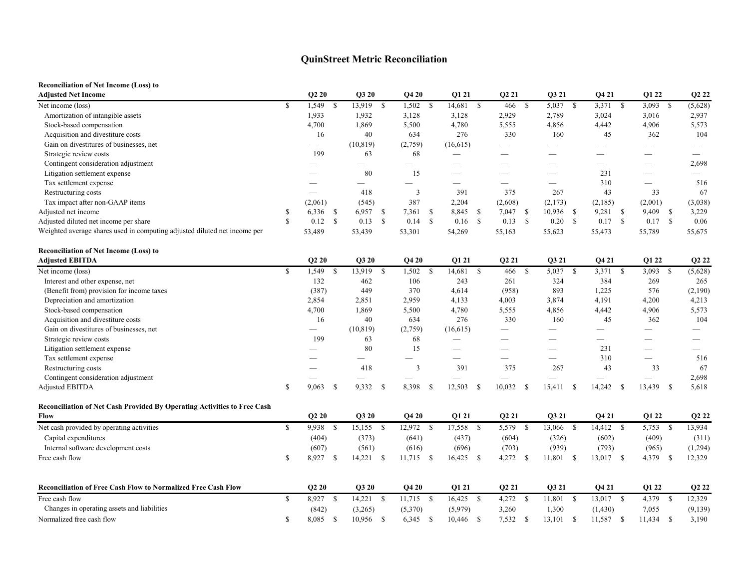# QuinStreet Metric Reconciliation

| Reconciliation of Net Income (Loss) to Adjusted Net Income | Q2 20 | Q3 20 | Q4 20 | Q1 21 | Q2 21 | Q3 21 | Q4 21 | Q1 22 | Q2 22 |
|---|---|---|---|---|---|---|---|---|---|
| Net income (loss) | $ 1,549 | $ 13,919 | $ 1,502 | $ 14,681 | $ 466 | $ 5,037 | $ 3,371 | $ 3,093 | $ (5,628) |
| Amortization of intangible assets | 1,933 | 1,932 | 3,128 | 3,128 | 2,929 | 2,789 | 3,024 | 3,016 | 2,937 |
| Stock-based compensation | 4,700 | 1,869 | 5,500 | 4,780 | 5,555 | 4,856 | 4,442 | 4,906 | 5,573 |
| Acquisition and divestiture costs | 16 | 40 | 634 | 276 | 330 | 160 | 45 | 362 | 104 |
| Gain on divestitures of businesses, net | — | (10,819) | (2,759) | (16,615) | — | — | — | — | — |
| Strategic review costs | 199 | 63 | 68 | — | — | — | — | — | — |
| Contingent consideration adjustment | — | — | — | — | — | — | — | — | 2,698 |
| Litigation settlement expense | — | 80 | 15 | — | — | — | 231 | — | — |
| Tax settlement expense | — | — | — | — | — | — | 310 | — | 516 |
| Restructuring costs | — | 418 | 3 | 391 | 375 | 267 | 43 | 33 | 67 |
| Tax impact after non-GAAP items | (2,061) | (545) | 387 | 2,204 | (2,608) | (2,173) | (2,185) | (2,001) | (3,038) |
| Adjusted net income | $ 6,336 | $ 6,957 | $ 7,361 | $ 8,845 | $ 7,047 | $ 10,936 | $ 9,281 | $ 9,409 | $ 3,229 |
| Adjusted diluted net income per share | $ 0.12 | $ 0.13 | $ 0.14 | $ 0.16 | $ 0.13 | $ 0.20 | $ 0.17 | $ 0.17 | $ 0.06 |
| Weighted average shares used in computing adjusted diluted net income per | 53,489 | 53,439 | 53,301 | 54,269 | 55,163 | 55,623 | 55,473 | 55,789 | 55,675 |

| Reconciliation of Net Income (Loss) to Adjusted EBITDA | Q2 20 | Q3 20 | Q4 20 | Q1 21 | Q2 21 | Q3 21 | Q4 21 | Q1 22 | Q2 22 |
|---|---|---|---|---|---|---|---|---|---|
| Net income (loss) | $ 1,549 | $ 13,919 | $ 1,502 | $ 14,681 | $ 466 | $ 5,037 | $ 3,371 | $ 3,093 | $ (5,628) |
| Interest and other expense, net | 132 | 462 | 106 | 243 | 261 | 324 | 384 | 269 | 265 |
| (Benefit from) provision for income taxes | (387) | 449 | 370 | 4,614 | (958) | 893 | 1,225 | 576 | (2,190) |
| Depreciation and amortization | 2,854 | 2,851 | 2,959 | 4,133 | 4,003 | 3,874 | 4,191 | 4,200 | 4,213 |
| Stock-based compensation | 4,700 | 1,869 | 5,500 | 4,780 | 5,555 | 4,856 | 4,442 | 4,906 | 5,573 |
| Acquisition and divestiture costs | 16 | 40 | 634 | 276 | 330 | 160 | 45 | 362 | 104 |
| Gain on divestitures of businesses, net | — | (10,819) | (2,759) | (16,615) | — | — | — | — | — |
| Strategic review costs | 199 | 63 | 68 | — | — | — | — | — | — |
| Litigation settlement expense | — | 80 | 15 | — | — | — | 231 | — | — |
| Tax settlement expense | — | — | — | — | — | — | 310 | — | 516 |
| Restructuring costs | — | 418 | 3 | 391 | 375 | 267 | 43 | 33 | 67 |
| Contingent consideration adjustment | — | — | — | — | — | — | — | — | 2,698 |
| Adjusted EBITDA | $ 9,063 | $ 9,332 | $ 8,398 | $ 12,503 | $ 10,032 | $ 15,411 | $ 14,242 | $ 13,439 | $ 5,618 |

| Reconciliation of Net Cash Provided By Operating Activities to Free Cash Flow | Q2 20 | Q3 20 | Q4 20 | Q1 21 | Q2 21 | Q3 21 | Q4 21 | Q1 22 | Q2 22 |
|---|---|---|---|---|---|---|---|---|---|
| Net cash provided by operating activities | $ 9,938 | $ 15,155 | $ 12,972 | $ 17,558 | $ 5,579 | $ 13,066 | $ 14,412 | $ 5,753 | $ 13,934 |
| Capital expenditures | (404) | (373) | (641) | (437) | (604) | (326) | (602) | (409) | (311) |
| Internal software development costs | (607) | (561) | (616) | (696) | (703) | (939) | (793) | (965) | (1,294) |
| Free cash flow | $ 8,927 | $ 14,221 | $ 11,715 | $ 16,425 | $ 4,272 | $ 11,801 | $ 13,017 | $ 4,379 | $ 12,329 |

| Reconciliation of Free Cash Flow to Normalized Free Cash Flow | Q2 20 | Q3 20 | Q4 20 | Q1 21 | Q2 21 | Q3 21 | Q4 21 | Q1 22 | Q2 22 |
|---|---|---|---|---|---|---|---|---|---|
| Free cash flow | $ 8,927 | $ 14,221 | $ 11,715 | $ 16,425 | $ 4,272 | $ 11,801 | $ 13,017 | $ 4,379 | $ 12,329 |
| Changes in operating assets and liabilities | (842) | (3,265) | (5,370) | (5,979) | 3,260 | 1,300 | (1,430) | 7,055 | (9,139) |
| Normalized free cash flow | $ 8,085 | $ 10,956 | $ 6,345 | $ 10,446 | $ 7,532 | $ 13,101 | $ 11,587 | $ 11,434 | $ 3,190 |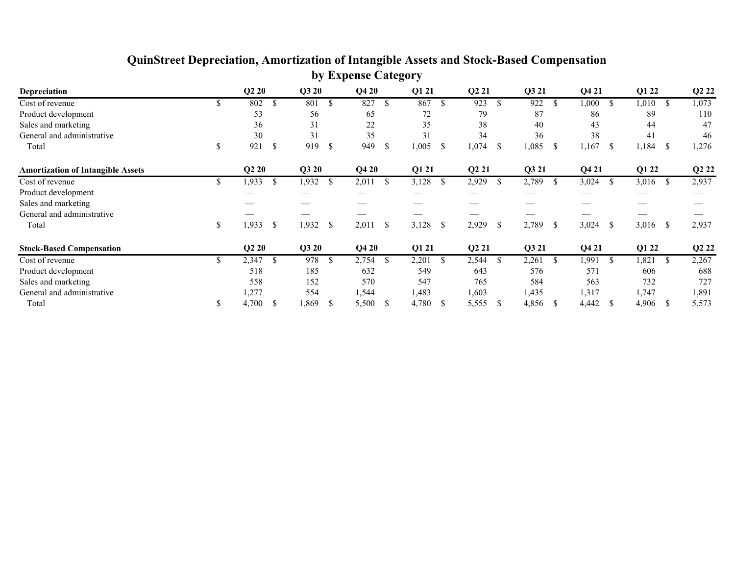# QuinStreet Depreciation, Amortization of Intangible Assets and Stock-Based Compensation by Expense Category

| **Depreciation** | **Q2 20** | **Q3 20** | **Q4 20** | **Q1 21** | **Q2 21** | **Q3 21** | **Q4 21** | **Q1 22** | **Q2 22** |
|---|---|---|---|---|---|---|---|---|---|
| Cost of revenue | $ 802 | $ 801 | $ 827 | $ 867 | $ 923 | $ 922 | $ 1,000 | $ 1,010 | $ 1,073 |
| Product development | 53 | 56 | 65 | 72 | 79 | 87 | 86 | 89 | 110 |
| Sales and marketing | 36 | 31 | 22 | 35 | 38 | 40 | 43 | 44 | 47 |
| General and administrative | 30 | 31 | 35 | 31 | 34 | 36 | 38 | 41 | 46 |
| Total | $ 921 | $ 919 | $ 949 | $ 1,005 | $ 1,074 | $ 1,085 | $ 1,167 | $ 1,184 | $ 1,276 |

| **Amortization of Intangible Assets** | **Q2 20** | **Q3 20** | **Q4 20** | **Q1 21** | **Q2 21** | **Q3 21** | **Q4 21** | **Q1 22** | **Q2 22** |
|---|---|---|---|---|---|---|---|---|---|
| Cost of revenue | $ 1,933 | $ 1,932 | $ 2,011 | $ 3,128 | $ 2,929 | $ 2,789 | $ 3,024 | $ 3,016 | $ 2,937 |
| Product development | — | — | — | — | — | — | — | — | — |
| Sales and marketing | — | — | — | — | — | — | — | — | — |
| General and administrative | — | — | — | — | — | — | — | — | — |
| Total | $ 1,933 | $ 1,932 | $ 2,011 | $ 3,128 | $ 2,929 | $ 2,789 | $ 3,024 | $ 3,016 | $ 2,937 |

| **Stock-Based Compensation** | **Q2 20** | **Q3 20** | **Q4 20** | **Q1 21** | **Q2 21** | **Q3 21** | **Q4 21** | **Q1 22** | **Q2 22** |
|---|---|---|---|---|---|---|---|---|---|
| Cost of revenue | $ 2,347 | $ 978 | $ 2,754 | $ 2,201 | $ 2,544 | $ 2,261 | $ 1,991 | $ 1,821 | $ 2,267 |
| Product development | 518 | 185 | 632 | 549 | 643 | 576 | 571 | 606 | 688 |
| Sales and marketing | 558 | 152 | 570 | 547 | 765 | 584 | 563 | 732 | 727 |
| General and administrative | 1,277 | 554 | 1,544 | 1,483 | 1,603 | 1,435 | 1,317 | 1,747 | 1,891 |
| Total | $ 4,700 | $ 1,869 | $ 5,500 | $ 4,780 | $ 5,555 | $ 4,856 | $ 4,442 | $ 4,906 | $ 5,573 |